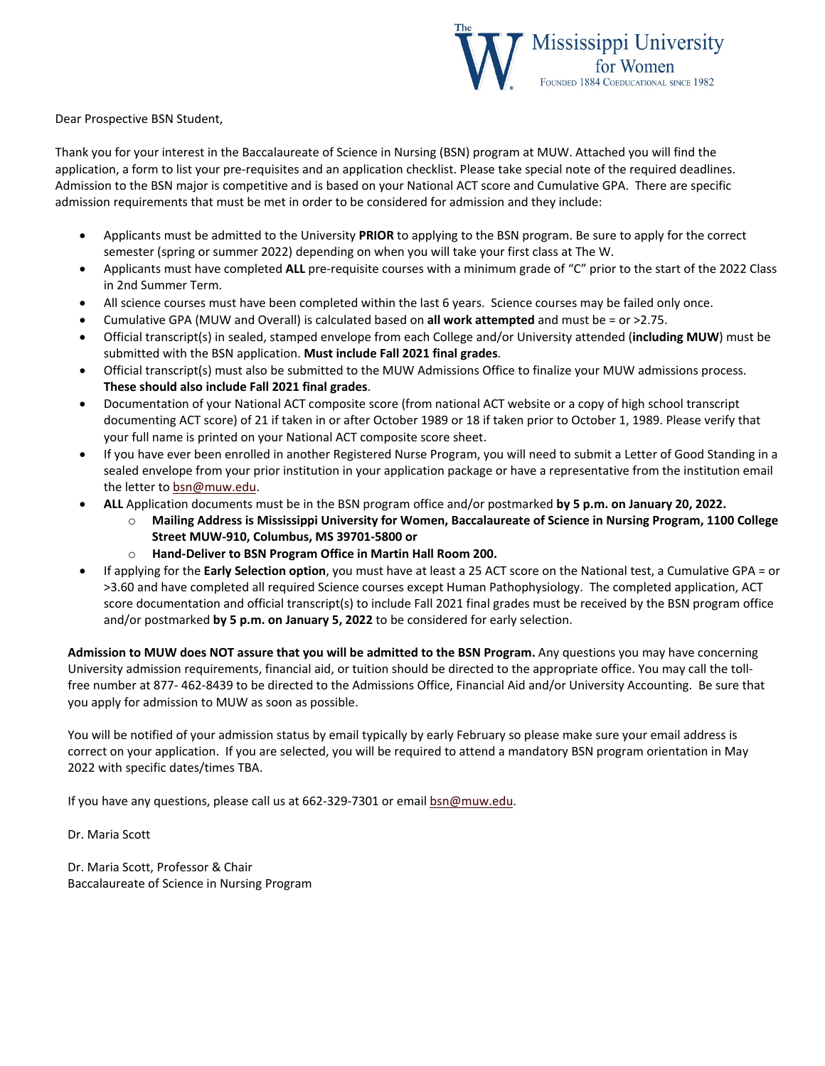The Mississippi University for Women
FOUNDED 1884 COEDUCATIONAL SINCE 1982

Dear Prospective BSN Student,

Thank you for your interest in the Baccalaureate of Science in Nursing (BSN) program at MUW. Attached you will find the application, a form to list your pre-requisites and an application checklist. Please take special note of the required deadlines. Admission to the BSN major is competitive and is based on your National ACT score and Cumulative GPA. There are specific admission requirements that must be met in order to be considered for admission and they include:

- Applicants must be admitted to the University **PRIOR** to applying to the BSN program. Be sure to apply for the correct semester (spring or summer 2022) depending on when you will take your first class at The W.
- Applicants must have completed **ALL** pre-requisite courses with a minimum grade of "C" prior to the start of the 2022 Class in 2nd Summer Term.
- All science courses must have been completed within the last 6 years. Science courses may be failed only once.
- Cumulative GPA (MUW and Overall) is calculated based on **all work attempted** and must be = or >2.75.
- Official transcript(s) in sealed, stamped envelope from each College and/or University attended (**including MUW**) must be submitted with the BSN application. **Must include Fall 2021 final grades**.
- Official transcript(s) must also be submitted to the MUW Admissions Office to finalize your MUW admissions process. **These should also include Fall 2021 final grades**.
- Documentation of your National ACT composite score (from national ACT website or a copy of high school transcript documenting ACT score) of 21 if taken in or after October 1989 or 18 if taken prior to October 1, 1989. Please verify that your full name is printed on your National ACT composite score sheet.
- If you have ever been enrolled in another Registered Nurse Program, you will need to submit a Letter of Good Standing in a sealed envelope from your prior institution in your application package or have a representative from the institution email the letter to bsn@muw.edu.
- **ALL** Application documents must be in the BSN program office and/or postmarked **by 5 p.m. on January 20, 2022.**
  - **Mailing Address is Mississippi University for Women, Baccalaureate of Science in Nursing Program, 1100 College Street MUW-910, Columbus, MS 39701-5800 or**
  - **Hand-Deliver to BSN Program Office in Martin Hall Room 200.**
- If applying for the **Early Selection option**, you must have at least a 25 ACT score on the National test, a Cumulative GPA = or >3.60 and have completed all required Science courses except Human Pathophysiology. The completed application, ACT score documentation and official transcript(s) to include Fall 2021 final grades must be received by the BSN program office and/or postmarked **by 5 p.m. on January 5, 2022** to be considered for early selection.

**Admission to MUW does NOT assure that you will be admitted to the BSN Program.** Any questions you may have concerning University admission requirements, financial aid, or tuition should be directed to the appropriate office. You may call the toll-free number at 877- 462-8439 to be directed to the Admissions Office, Financial Aid and/or University Accounting. Be sure that you apply for admission to MUW as soon as possible.

You will be notified of your admission status by email typically by early February so please make sure your email address is correct on your application. If you are selected, you will be required to attend a mandatory BSN program orientation in May 2022 with specific dates/times TBA.

If you have any questions, please call us at 662-329-7301 or email bsn@muw.edu.

Dr. Maria Scott

Dr. Maria Scott, Professor & Chair
Baccalaureate of Science in Nursing Program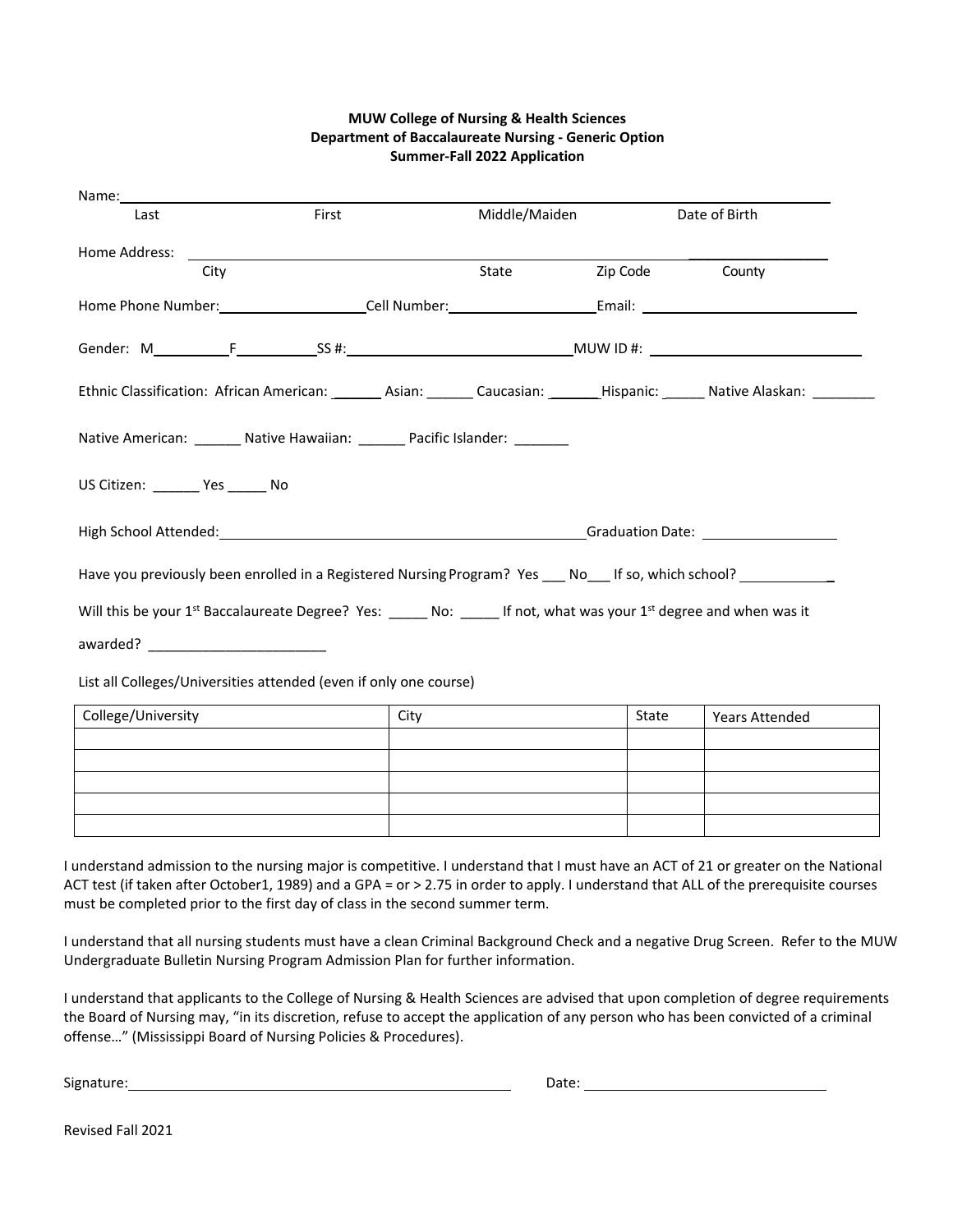**MUW College of Nursing & Health Sciences**
**Department of Baccalaureate Nursing - Generic Option**
**Summer-Fall 2022 Application**

Name:______________________________________________________________________________
Last First Middle/Maiden Date of Birth

Home Address: ______________________________________________________________________
City State Zip Code County

Home Phone Number:____________________Cell Number:____________________Email: ____________________________

Gender: M__________F__________SS #:______________________________MUW ID #: ____________________________

Ethnic Classification: African American: _______ Asian: ______ Caucasian: _______Hispanic: _____ Native Alaskan: ________

Native American: ______ Native Hawaiian: ______ Pacific Islander: _______

US Citizen: ______ Yes _____ No

High School Attended:______________________________________________Graduation Date: _________________

Have you previously been enrolled in a Registered Nursing Program? Yes ___ No___ If so, which school? ____________

Will this be your 1st Baccalaureate Degree? Yes: _____ No: _____ If not, what was your 1st degree and when was it awarded? _______________________

List all Colleges/Universities attended (even if only one course)

| College/University | City | State | Years Attended |
|---|---|---|---|
| | | | |
| | | | |
| | | | |
| | | | |
| | | | |

I understand admission to the nursing major is competitive. I understand that I must have an ACT of 21 or greater on the National ACT test (if taken after October1, 1989) and a GPA = or > 2.75 in order to apply. I understand that ALL of the prerequisite courses must be completed prior to the first day of class in the second summer term.

I understand that all nursing students must have a clean Criminal Background Check and a negative Drug Screen. Refer to the MUW Undergraduate Bulletin Nursing Program Admission Plan for further information.

I understand that applicants to the College of Nursing & Health Sciences are advised that upon completion of degree requirements the Board of Nursing may, "in its discretion, refuse to accept the application of any person who has been convicted of a criminal offense…" (Mississippi Board of Nursing Policies & Procedures).

Signature:_________________________________________________ Date: ________________________________

Revised Fall 2021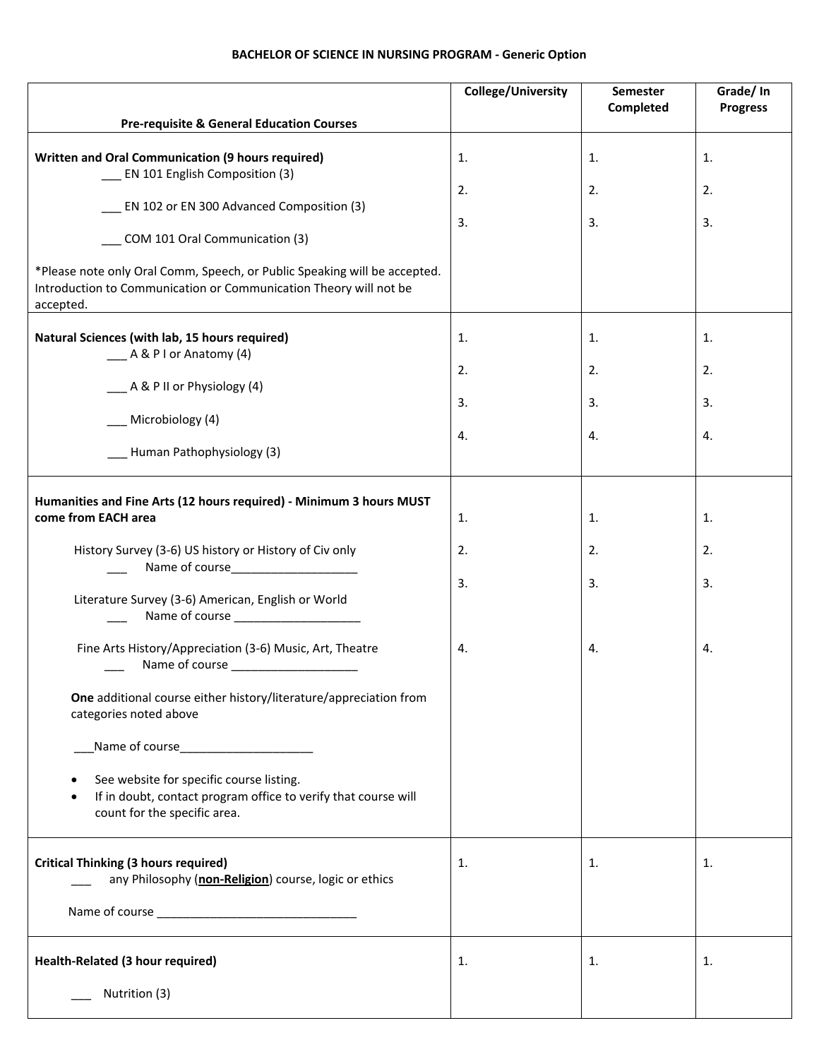**BACHELOR OF SCIENCE IN NURSING PROGRAM - Generic Option**

| Pre-requisite & General Education Courses | College/University | Semester Completed | Grade/ In Progress |
|---|---|---|---|
| **Written and Oral Communication (9 hours required)**<br>___ EN 101 English Composition (3)<br>___ EN 102 or EN 300 Advanced Composition (3)<br>___ COM 101 Oral Communication (3)<br><br>*Please note only Oral Comm, Speech, or Public Speaking will be accepted. Introduction to Communication or Communication Theory will not be accepted. | 1.<br>2.<br>3. | 1.<br>2.<br>3. | 1.<br>2.<br>3. |
| **Natural Sciences (with lab, 15 hours required)**<br>___ A & P I or Anatomy (4)<br>___ A & P II or Physiology (4)<br>___ Microbiology (4)<br>___ Human Pathophysiology (3) | 1.<br>2.<br>3.<br>4. | 1.<br>2.<br>3.<br>4. | 1.<br>2.<br>3.<br>4. |
| **Humanities and Fine Arts (12 hours required) - Minimum 3 hours MUST come from EACH area**<br><br>History Survey (3-6) US history or History of Civ only<br>___ Name of course___________________<br><br>Literature Survey (3-6) American, English or World<br>___ Name of course ___________________<br><br>Fine Arts History/Appreciation (3-6) Music, Art, Theatre<br>___ Name of course ___________________<br><br>**One** additional course either history/literature/appreciation from categories noted above<br><br>___Name of course____________________<br><br>• See website for specific course listing.<br>• If in doubt, contact program office to verify that course will count for the specific area. | 1.<br>2.<br>3.<br>4. | 1.<br>2.<br>3.<br>4. | 1.<br>2.<br>3.<br>4. |
| **Critical Thinking (3 hours required)**<br>___ any Philosophy (**non-Religion**) course, logic or ethics<br><br>Name of course ______________________________ | 1. | 1. | 1. |
| **Health-Related (3 hour required)**<br><br>___ Nutrition (3) | 1. | 1. | 1. |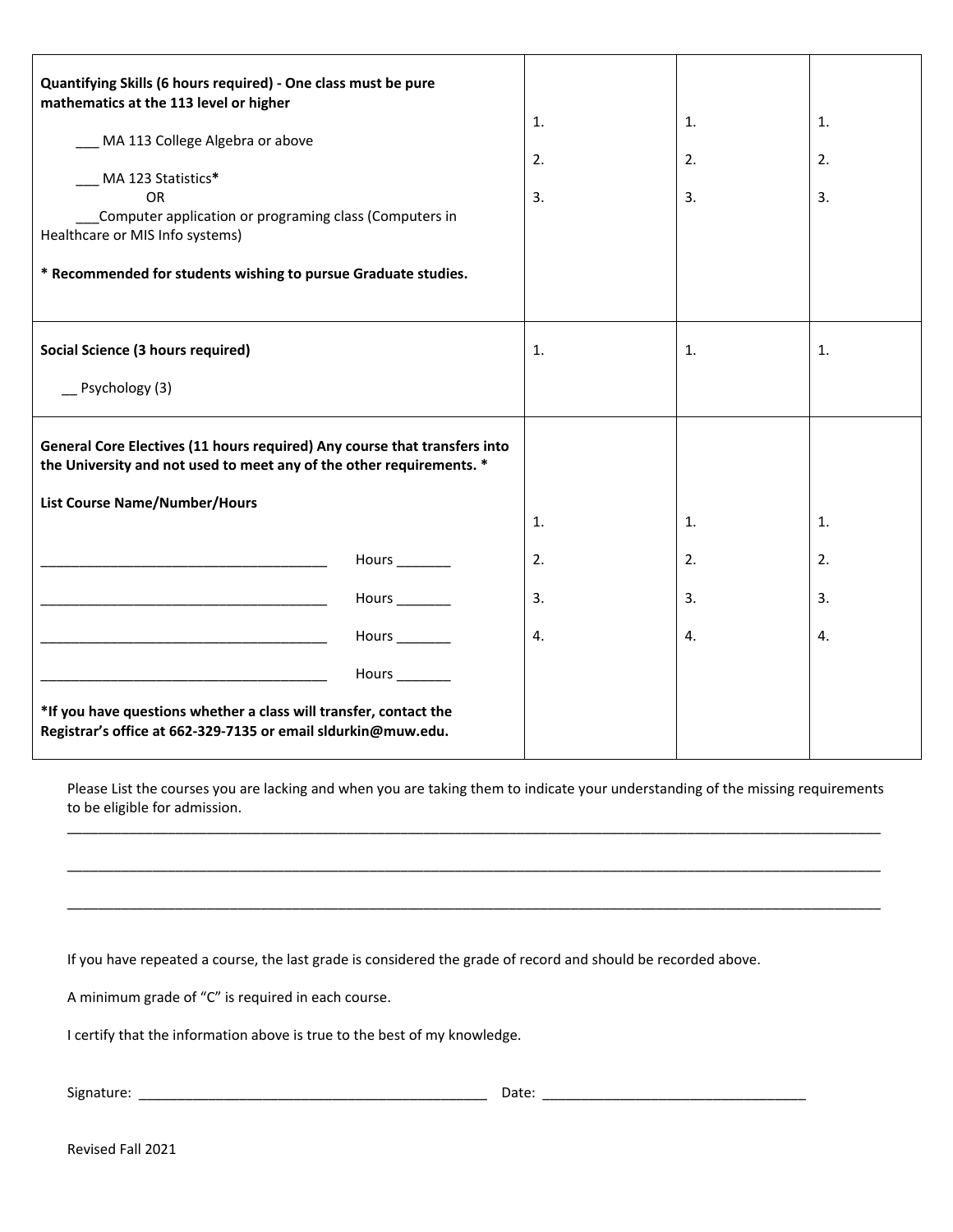| | | | |
|---|---|---|---|
| **Quantifying Skills (6 hours required) - One class must be pure mathematics at the 113 level or higher**<br><br>___ MA 113 College Algebra or above<br><br>___ MA 123 Statistics**\***<br>OR<br>___Computer application or programing class (Computers in Healthcare or MIS Info systems)<br><br>**\* Recommended for students wishing to pursue Graduate studies.** | 1.<br><br>2.<br><br>3. | 1.<br><br>2.<br><br>3. | 1.<br><br>2.<br><br>3. |
| **Social Science (3 hours required)**<br><br>__ Psychology (3) | 1. | 1. | 1. |
| **General Core Electives (11 hours required) Any course that transfers into the University and not used to meet any of the other requirements. \***<br><br>**List Course Name/Number/Hours**<br><br>______________________________________ Hours _______<br><br>______________________________________ Hours _______<br><br>______________________________________ Hours _______<br><br>______________________________________ Hours _______<br><br>**\*If you have questions whether a class will transfer, contact the Registrar's office at 662-329-7135 or email sldurkin@muw.edu.** | 1.<br><br>2.<br><br>3.<br><br>4. | 1.<br><br>2.<br><br>3.<br><br>4. | 1.<br><br>2.<br><br>3.<br><br>4. |

Please List the courses you are lacking and when you are taking them to indicate your understanding of the missing requirements to be eligible for admission.

_______________________________________________________________________________________________

_______________________________________________________________________________________________

_______________________________________________________________________________________________

If you have repeated a course, the last grade is considered the grade of record and should be recorded above.

A minimum grade of "C" is required in each course.

I certify that the information above is true to the best of my knowledge.

Signature: _______________________________________________ Date: ___________________________________

Revised Fall 2021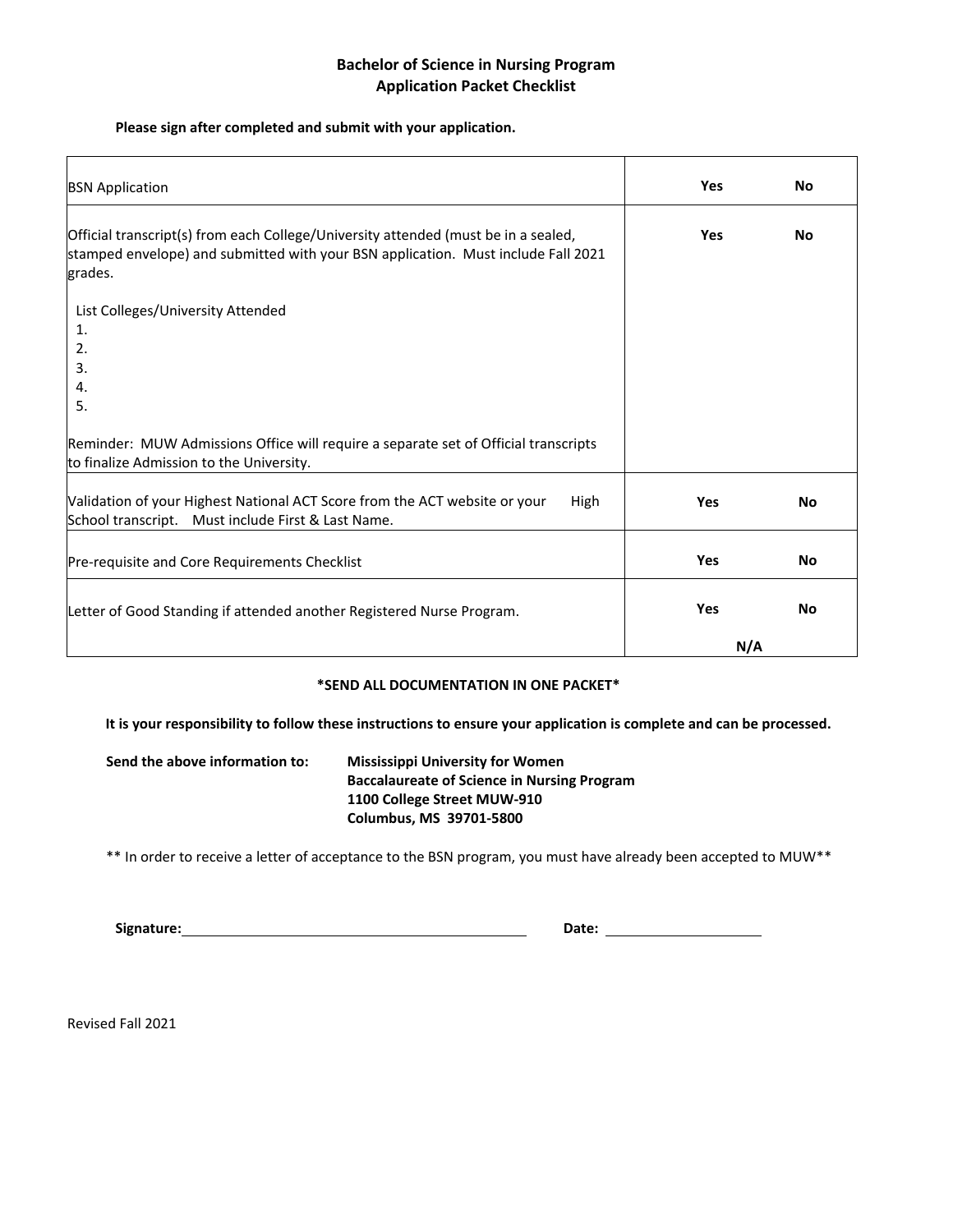## Bachelor of Science in Nursing Program
## Application Packet Checklist

**Please sign after completed and submit with your application.**

| | | |
|---|---|---|
| BSN Application | **Yes** | **No** |
| Official transcript(s) from each College/University attended (must be in a sealed, stamped envelope) and submitted with your BSN application. Must include Fall 2021 grades.<br><br>List Colleges/University Attended<br>1.<br>2.<br>3.<br>4.<br>5.<br><br>Reminder: MUW Admissions Office will require a separate set of Official transcripts to finalize Admission to the University. | **Yes** | **No** |
| Validation of your Highest National ACT Score from the ACT website or your High School transcript. Must include First & Last Name. | **Yes** | **No** |
| Pre-requisite and Core Requirements Checklist | **Yes** | **No** |
| Letter of Good Standing if attended another Registered Nurse Program. | **Yes**<br>**N/A** | **No** |

**\*SEND ALL DOCUMENTATION IN ONE PACKET\***

**It is your responsibility to follow these instructions to ensure your application is complete and can be processed.**

**Send the above information to:** **Mississippi University for Women**
**Baccalaureate of Science in Nursing Program**
**1100 College Street MUW-910**
**Columbus, MS 39701-5800**

** In order to receive a letter of acceptance to the BSN program, you must have already been accepted to MUW**

**Signature:** ______________________________ **Date:** ____________________

Revised Fall 2021